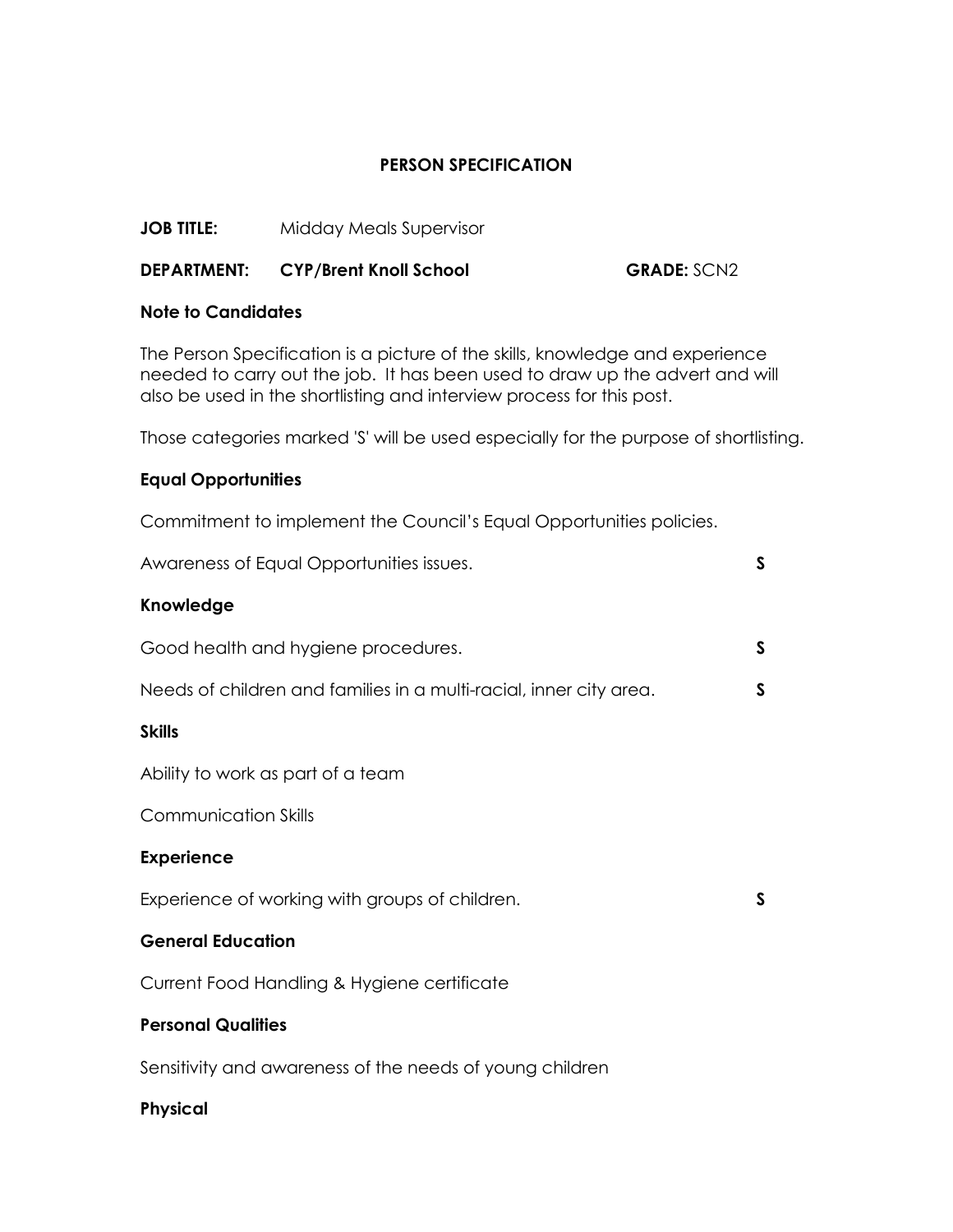# PERSON SPECIFICATION

**JOB TITLE:** Midday Meals Supervisor

**DEPARTMENT:** **CYP/Brent Knoll School** **GRADE:** SCN2

**Note to Candidates**

The Person Specification is a picture of the skills, knowledge and experience needed to carry out the job. It has been used to draw up the advert and will also be used in the shortlisting and interview process for this post.

Those categories marked 'S' will be used especially for the purpose of shortlisting.

**Equal Opportunities**

Commitment to implement the Council's Equal Opportunities policies.

Awareness of Equal Opportunities issues. **S**

**Knowledge**

Good health and hygiene procedures. **S**

Needs of children and families in a multi-racial, inner city area. **S**

**Skills**

Ability to work as part of a team

Communication Skills

**Experience**

Experience of working with groups of children. **S**

**General Education**

Current Food Handling & Hygiene certificate

**Personal Qualities**

Sensitivity and awareness of the needs of young children

**Physical**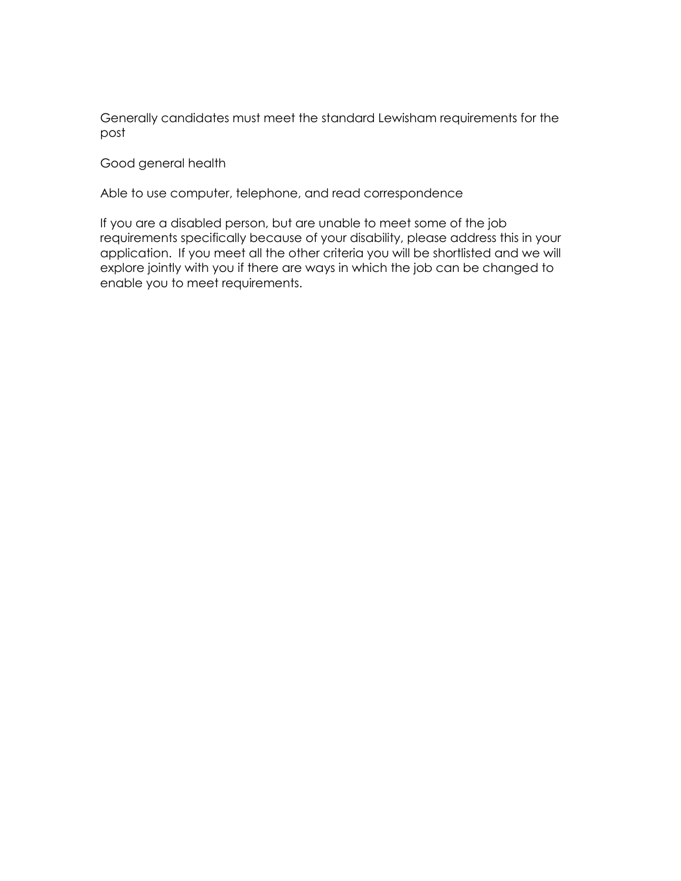Generally candidates must meet the standard Lewisham requirements for the post

Good general health

Able to use computer, telephone, and read correspondence

If you are a disabled person, but are unable to meet some of the job requirements specifically because of your disability, please address this in your application. If you meet all the other criteria you will be shortlisted and we will explore jointly with you if there are ways in which the job can be changed to enable you to meet requirements.